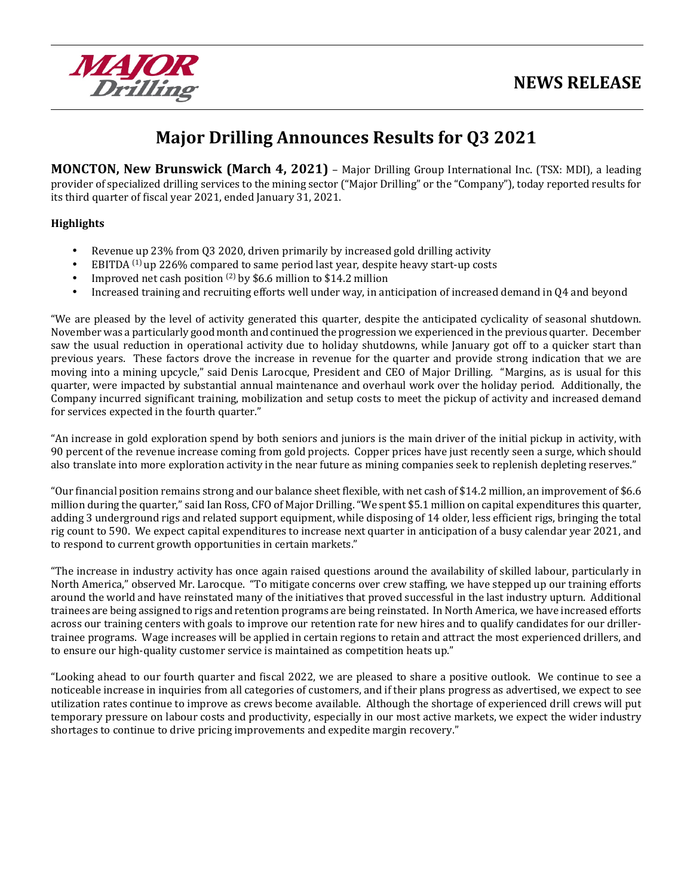NEWS RELEASE

# Major Drilling Announces Results for Q3 2021

**MONCTON, New Brunswick (March 4, 2021)** – Major Drilling Group International Inc. (TSX: MDI), a leading provider of specialized drilling services to the mining sector ("Major Drilling" or the "Company"), today reported results for its third quarter of fiscal year 2021, ended January 31, 2021.

**Highlights**

- Revenue up 23% from Q3 2020, driven primarily by increased gold drilling activity
- EBITDA [(1)] up 226% compared to same period last year, despite heavy start-up costs
- Improved net cash position [(2)] by $6.6 million to $14.2 million
- Increased training and recruiting efforts well under way, in anticipation of increased demand in Q4 and beyond

"We are pleased by the level of activity generated this quarter, despite the anticipated cyclicality of seasonal shutdown. November was a particularly good month and continued the progression we experienced in the previous quarter. December saw the usual reduction in operational activity due to holiday shutdowns, while January got off to a quicker start than previous years. These factors drove the increase in revenue for the quarter and provide strong indication that we are moving into a mining upcycle," said Denis Larocque, President and CEO of Major Drilling. "Margins, as is usual for this quarter, were impacted by substantial annual maintenance and overhaul work over the holiday period. Additionally, the Company incurred significant training, mobilization and setup costs to meet the pickup of activity and increased demand for services expected in the fourth quarter."

"An increase in gold exploration spend by both seniors and juniors is the main driver of the initial pickup in activity, with 90 percent of the revenue increase coming from gold projects. Copper prices have just recently seen a surge, which should also translate into more exploration activity in the near future as mining companies seek to replenish depleting reserves."

"Our financial position remains strong and our balance sheet flexible, with net cash of $14.2 million, an improvement of $6.6 million during the quarter," said Ian Ross, CFO of Major Drilling. "We spent $5.1 million on capital expenditures this quarter, adding 3 underground rigs and related support equipment, while disposing of 14 older, less efficient rigs, bringing the total rig count to 590. We expect capital expenditures to increase next quarter in anticipation of a busy calendar year 2021, and to respond to current growth opportunities in certain markets."

"The increase in industry activity has once again raised questions around the availability of skilled labour, particularly in North America," observed Mr. Larocque. "To mitigate concerns over crew staffing, we have stepped up our training efforts around the world and have reinstated many of the initiatives that proved successful in the last industry upturn. Additional trainees are being assigned to rigs and retention programs are being reinstated. In North America, we have increased efforts across our training centers with goals to improve our retention rate for new hires and to qualify candidates for our driller-trainee programs. Wage increases will be applied in certain regions to retain and attract the most experienced drillers, and to ensure our high-quality customer service is maintained as competition heats up."

"Looking ahead to our fourth quarter and fiscal 2022, we are pleased to share a positive outlook. We continue to see a noticeable increase in inquiries from all categories of customers, and if their plans progress as advertised, we expect to see utilization rates continue to improve as crews become available. Although the shortage of experienced drill crews will put temporary pressure on labour costs and productivity, especially in our most active markets, we expect the wider industry shortages to continue to drive pricing improvements and expedite margin recovery."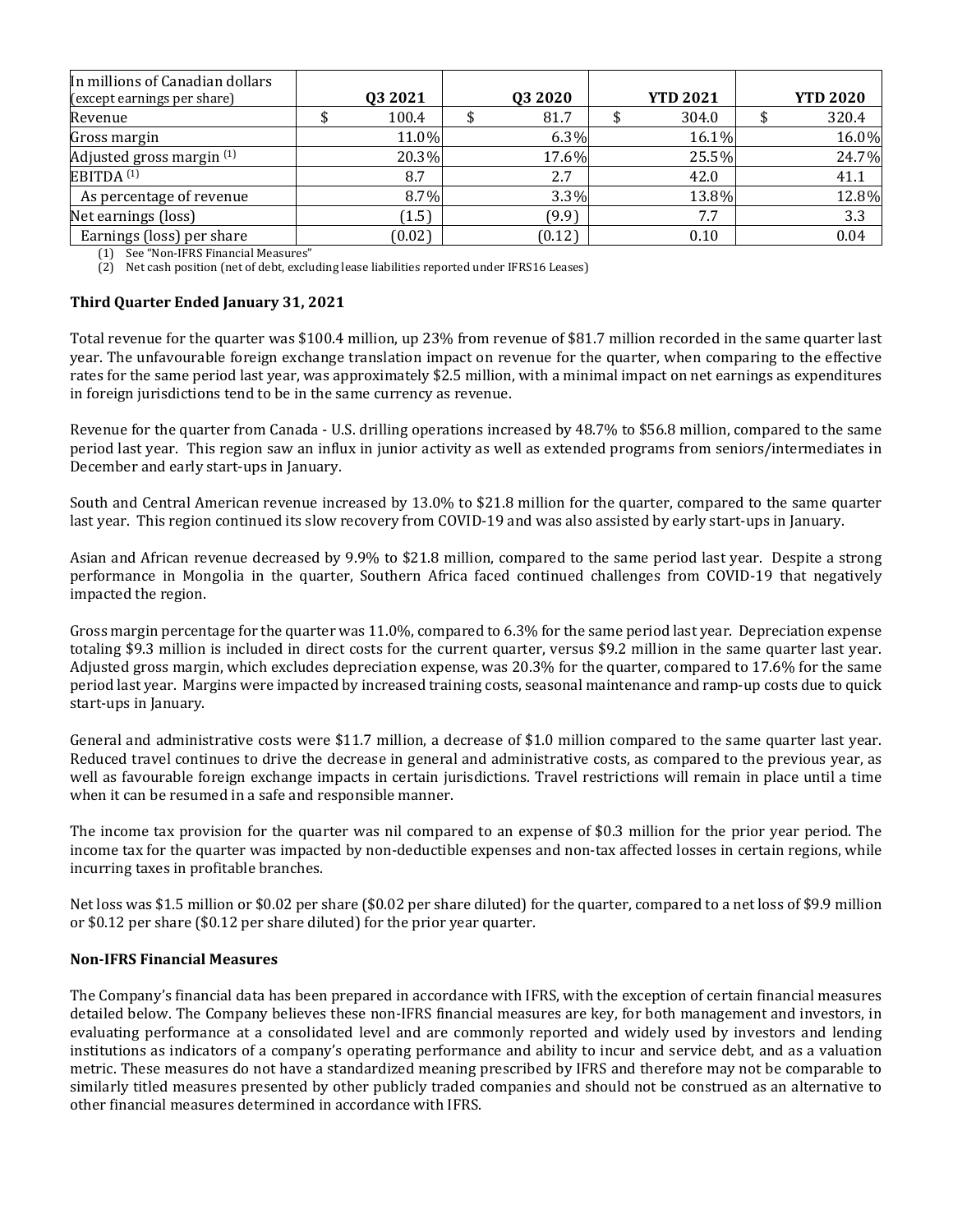| In millions of Canadian dollars (except earnings per share) | Q3 2021 | Q3 2020 | YTD 2021 | YTD 2020 |
|---|---|---|---|---|
| Revenue | $ 100.4 | $ 81.7 | $ 304.0 | $ 320.4 |
| Gross margin | 11.0% | 6.3% | 16.1% | 16.0% |
| Adjusted gross margin [(1)] | 20.3% | 17.6% | 25.5% | 24.7% |
| EBITDA [(1)] | 8.7 | 2.7 | 42.0 | 41.1 |
| As percentage of revenue | 8.7% | 3.3% | 13.8% | 12.8% |
| Net earnings (loss) | (1.5) | (9.9) | 7.7 | 3.3 |
| Earnings (loss) per share | (0.02) | (0.12) | 0.10 | 0.04 |

(1) See "Non-IFRS Financial Measures"
(2) Net cash position (net of debt, excluding lease liabilities reported under IFRS16 Leases)

**Third Quarter Ended January 31, 2021**

Total revenue for the quarter was $100.4 million, up 23% from revenue of $81.7 million recorded in the same quarter last year. The unfavourable foreign exchange translation impact on revenue for the quarter, when comparing to the effective rates for the same period last year, was approximately $2.5 million, with a minimal impact on net earnings as expenditures in foreign jurisdictions tend to be in the same currency as revenue.

Revenue for the quarter from Canada - U.S. drilling operations increased by 48.7% to $56.8 million, compared to the same period last year. This region saw an influx in junior activity as well as extended programs from seniors/intermediates in December and early start-ups in January.

South and Central American revenue increased by 13.0% to $21.8 million for the quarter, compared to the same quarter last year. This region continued its slow recovery from COVID-19 and was also assisted by early start-ups in January.

Asian and African revenue decreased by 9.9% to $21.8 million, compared to the same period last year. Despite a strong performance in Mongolia in the quarter, Southern Africa faced continued challenges from COVID-19 that negatively impacted the region.

Gross margin percentage for the quarter was 11.0%, compared to 6.3% for the same period last year. Depreciation expense totaling $9.3 million is included in direct costs for the current quarter, versus $9.2 million in the same quarter last year. Adjusted gross margin, which excludes depreciation expense, was 20.3% for the quarter, compared to 17.6% for the same period last year. Margins were impacted by increased training costs, seasonal maintenance and ramp-up costs due to quick start-ups in January.

General and administrative costs were $11.7 million, a decrease of $1.0 million compared to the same quarter last year. Reduced travel continues to drive the decrease in general and administrative costs, as compared to the previous year, as well as favourable foreign exchange impacts in certain jurisdictions. Travel restrictions will remain in place until a time when it can be resumed in a safe and responsible manner.

The income tax provision for the quarter was nil compared to an expense of $0.3 million for the prior year period. The income tax for the quarter was impacted by non-deductible expenses and non-tax affected losses in certain regions, while incurring taxes in profitable branches.

Net loss was $1.5 million or $0.02 per share ($0.02 per share diluted) for the quarter, compared to a net loss of $9.9 million or $0.12 per share ($0.12 per share diluted) for the prior year quarter.

**Non-IFRS Financial Measures**

The Company's financial data has been prepared in accordance with IFRS, with the exception of certain financial measures detailed below. The Company believes these non-IFRS financial measures are key, for both management and investors, in evaluating performance at a consolidated level and are commonly reported and widely used by investors and lending institutions as indicators of a company's operating performance and ability to incur and service debt, and as a valuation metric. These measures do not have a standardized meaning prescribed by IFRS and therefore may not be comparable to similarly titled measures presented by other publicly traded companies and should not be construed as an alternative to other financial measures determined in accordance with IFRS.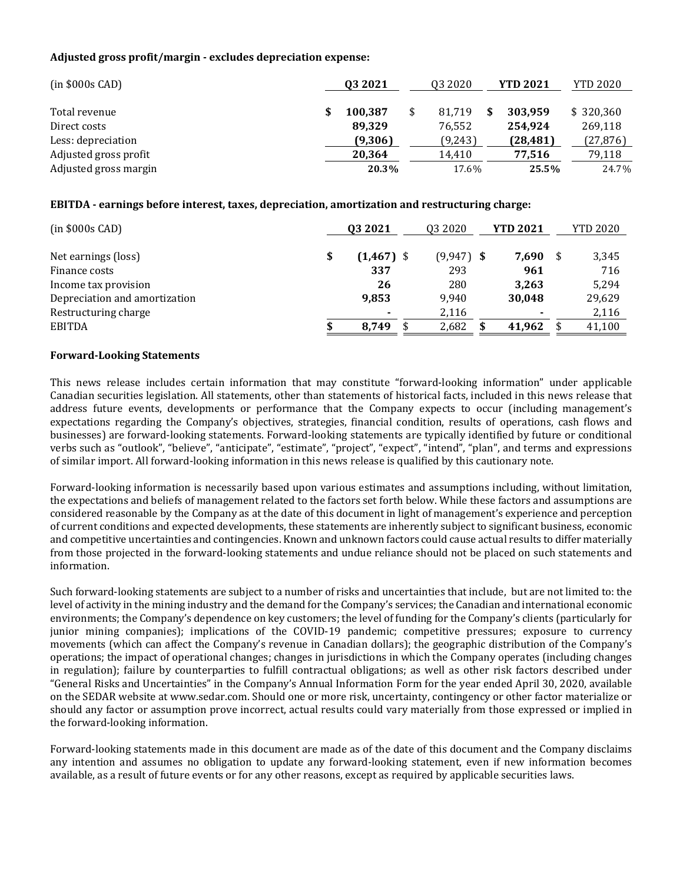**Adjusted gross profit/margin - excludes depreciation expense:**

| (in $000s CAD) | Q3 2021 | Q3 2020 | YTD 2021 | YTD 2020 |
|---|---|---|---|---|
| Total revenue | $ 100,387 | $ 81,719 | $ 303,959 | $ 320,360 |
| Direct costs | 89,329 | 76,552 | 254,924 | 269,118 |
| Less: depreciation | (9,306) | (9,243) | (28,481) | (27,876) |
| Adjusted gross profit | 20,364 | 14,410 | 77,516 | 79,118 |
| Adjusted gross margin | 20.3% | 17.6% | 25.5% | 24.7% |

**EBITDA - earnings before interest, taxes, depreciation, amortization and restructuring charge:**

| (in $000s CAD) | Q3 2021 | Q3 2020 | YTD 2021 | YTD 2020 |
|---|---|---|---|---|
| Net earnings (loss) | $ (1,467) | $ (9,947) | $ 7,690 | $ 3,345 |
| Finance costs | 337 | 293 | 961 | 716 |
| Income tax provision | 26 | 280 | 3,263 | 5,294 |
| Depreciation and amortization | 9,853 | 9,940 | 30,048 | 29,629 |
| Restructuring charge | - | 2,116 | - | 2,116 |
| EBITDA | $ 8,749 | $ 2,682 | $ 41,962 | $ 41,100 |

**Forward-Looking Statements**

This news release includes certain information that may constitute "forward-looking information" under applicable Canadian securities legislation. All statements, other than statements of historical facts, included in this news release that address future events, developments or performance that the Company expects to occur (including management's expectations regarding the Company's objectives, strategies, financial condition, results of operations, cash flows and businesses) are forward-looking statements. Forward-looking statements are typically identified by future or conditional verbs such as "outlook", "believe", "anticipate", "estimate", "project", "expect", "intend", "plan", and terms and expressions of similar import. All forward-looking information in this news release is qualified by this cautionary note.

Forward-looking information is necessarily based upon various estimates and assumptions including, without limitation, the expectations and beliefs of management related to the factors set forth below. While these factors and assumptions are considered reasonable by the Company as at the date of this document in light of management's experience and perception of current conditions and expected developments, these statements are inherently subject to significant business, economic and competitive uncertainties and contingencies. Known and unknown factors could cause actual results to differ materially from those projected in the forward-looking statements and undue reliance should not be placed on such statements and information.

Such forward-looking statements are subject to a number of risks and uncertainties that include, but are not limited to: the level of activity in the mining industry and the demand for the Company's services; the Canadian and international economic environments; the Company's dependence on key customers; the level of funding for the Company's clients (particularly for junior mining companies); implications of the COVID-19 pandemic; competitive pressures; exposure to currency movements (which can affect the Company's revenue in Canadian dollars); the geographic distribution of the Company's operations; the impact of operational changes; changes in jurisdictions in which the Company operates (including changes in regulation); failure by counterparties to fulfill contractual obligations; as well as other risk factors described under "General Risks and Uncertainties" in the Company's Annual Information Form for the year ended April 30, 2020, available on the SEDAR website at www.sedar.com. Should one or more risk, uncertainty, contingency or other factor materialize or should any factor or assumption prove incorrect, actual results could vary materially from those expressed or implied in the forward-looking information.

Forward-looking statements made in this document are made as of the date of this document and the Company disclaims any intention and assumes no obligation to update any forward-looking statement, even if new information becomes available, as a result of future events or for any other reasons, except as required by applicable securities laws.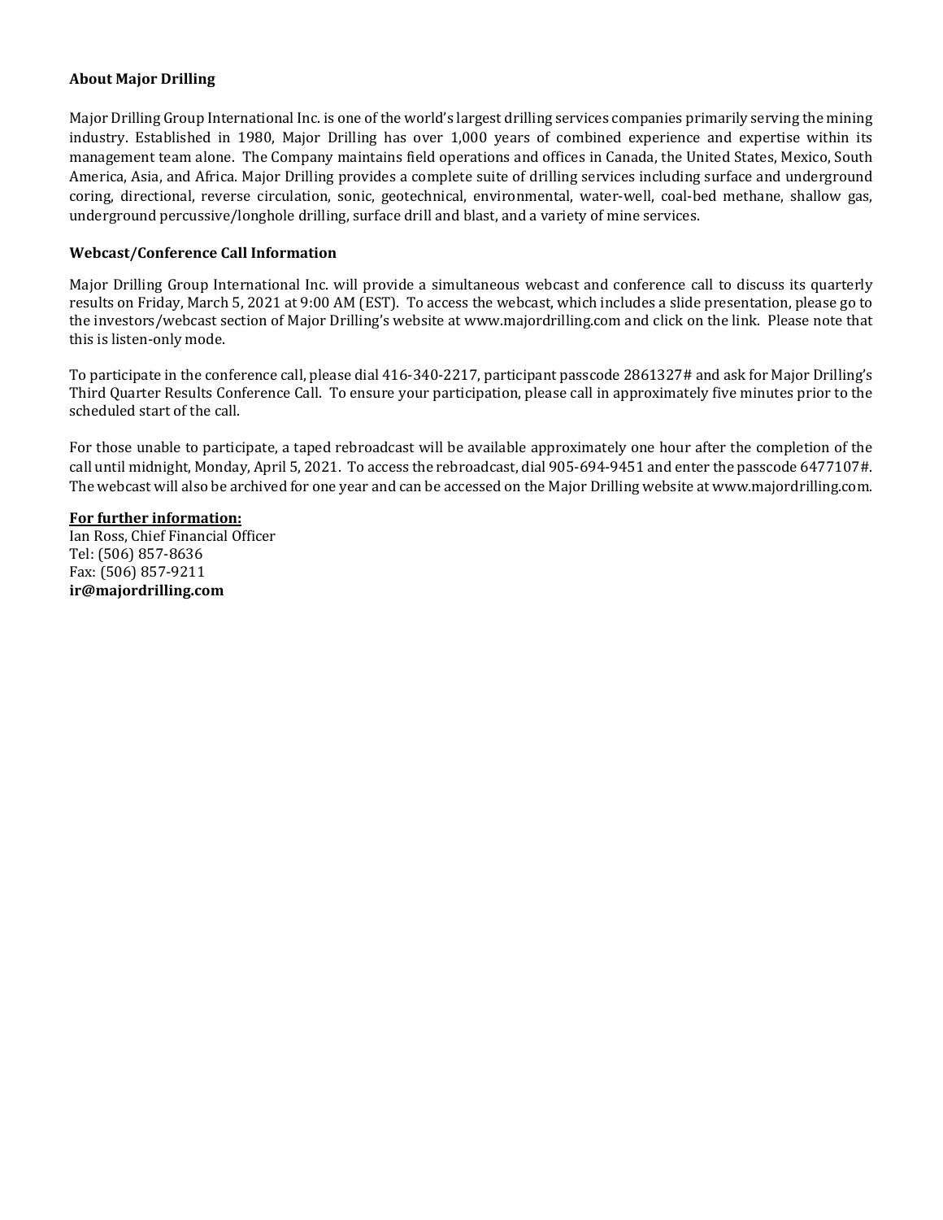**About Major Drilling**

Major Drilling Group International Inc. is one of the world's largest drilling services companies primarily serving the mining industry. Established in 1980, Major Drilling has over 1,000 years of combined experience and expertise within its management team alone. The Company maintains field operations and offices in Canada, the United States, Mexico, South America, Asia, and Africa. Major Drilling provides a complete suite of drilling services including surface and underground coring, directional, reverse circulation, sonic, geotechnical, environmental, water-well, coal-bed methane, shallow gas, underground percussive/longhole drilling, surface drill and blast, and a variety of mine services.

**Webcast/Conference Call Information**

Major Drilling Group International Inc. will provide a simultaneous webcast and conference call to discuss its quarterly results on Friday, March 5, 2021 at 9:00 AM (EST). To access the webcast, which includes a slide presentation, please go to the investors/webcast section of Major Drilling's website at www.majordrilling.com and click on the link. Please note that this is listen-only mode.

To participate in the conference call, please dial 416-340-2217, participant passcode 2861327# and ask for Major Drilling's Third Quarter Results Conference Call. To ensure your participation, please call in approximately five minutes prior to the scheduled start of the call.

For those unable to participate, a taped rebroadcast will be available approximately one hour after the completion of the call until midnight, Monday, April 5, 2021. To access the rebroadcast, dial 905-694-9451 and enter the passcode 6477107#. The webcast will also be archived for one year and can be accessed on the Major Drilling website at www.majordrilling.com.

**For further information:**
Ian Ross, Chief Financial Officer
Tel: (506) 857-8636
Fax: (506) 857-9211
**ir@majordrilling.com**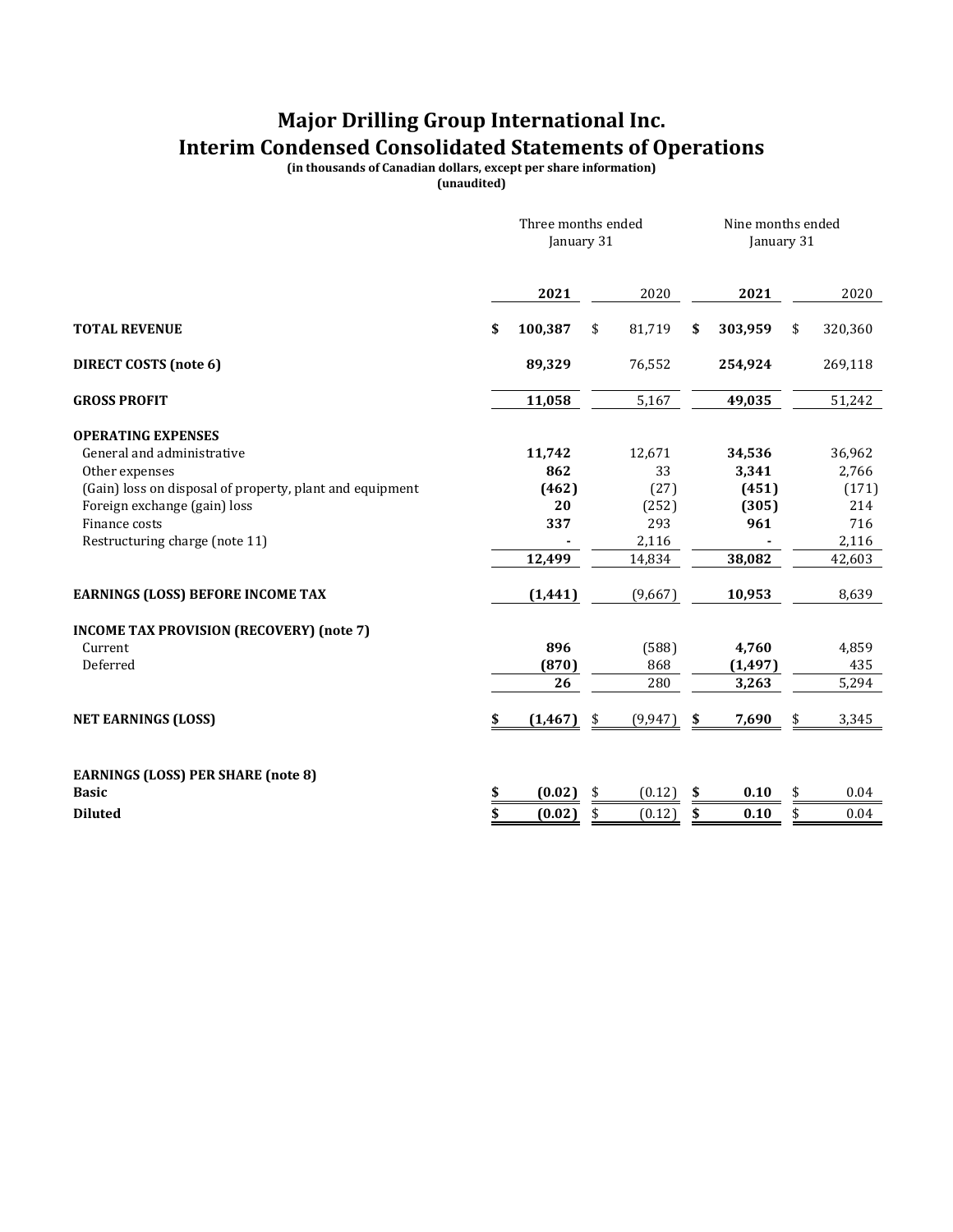# Major Drilling Group International Inc.
# Interim Condensed Consolidated Statements of Operations

**(in thousands of Canadian dollars, except per share information)**
**(unaudited)**

| | Three months ended January 31 | | Nine months ended January 31 | |
|---|---|---|---|---|
| | **2021** | 2020 | **2021** | 2020 |
| **TOTAL REVENUE** | **$ 100,387** | $ 81,719 | **$ 303,959** | $ 320,360 |
| **DIRECT COSTS (note 6)** | **89,329** | 76,552 | **254,924** | 269,118 |
| **GROSS PROFIT** | **11,058** | 5,167 | **49,035** | 51,242 |
| **OPERATING EXPENSES** | | | | |
| General and administrative | **11,742** | 12,671 | **34,536** | 36,962 |
| Other expenses | **862** | 33 | **3,341** | 2,766 |
| (Gain) loss on disposal of property, plant and equipment | **(462)** | (27) | **(451)** | (171) |
| Foreign exchange (gain) loss | **20** | (252) | **(305)** | 214 |
| Finance costs | **337** | 293 | **961** | 716 |
| Restructuring charge (note 11) | **-** | 2,116 | **-** | 2,116 |
| | **12,499** | 14,834 | **38,082** | 42,603 |
| **EARNINGS (LOSS) BEFORE INCOME TAX** | **(1,441)** | (9,667) | **10,953** | 8,639 |
| **INCOME TAX PROVISION (RECOVERY) (note 7)** | | | | |
| Current | **896** | (588) | **4,760** | 4,859 |
| Deferred | **(870)** | 868 | **(1,497)** | 435 |
| | **26** | 280 | **3,263** | 5,294 |
| **NET EARNINGS (LOSS)** | **$ (1,467)** | $ (9,947) | **$ 7,690** | $ 3,345 |
| **EARNINGS (LOSS) PER SHARE (note 8)** | | | | |
| **Basic** | **$ (0.02)** | $ (0.12) | **$ 0.10** | $ 0.04 |
| **Diluted** | **$ (0.02)** | $ (0.12) | **$ 0.10** | $ 0.04 |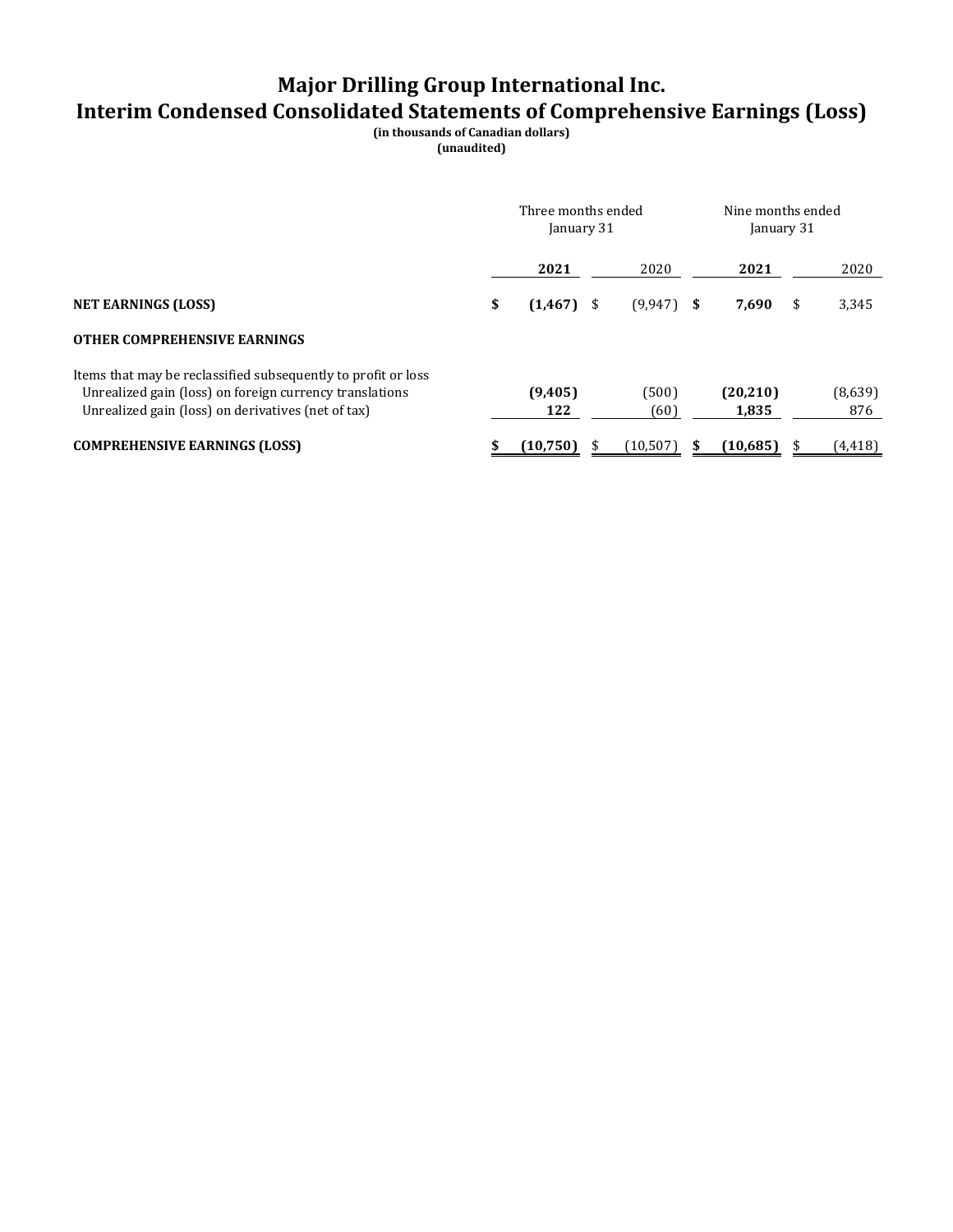# Major Drilling Group International Inc.
# Interim Condensed Consolidated Statements of Comprehensive Earnings (Loss)

**(in thousands of Canadian dollars)**
**(unaudited)**

| | Three months ended January 31 | | Nine months ended January 31 | |
|---|---|---|---|---|
| | **2021** | 2020 | **2021** | 2020 |
| **NET EARNINGS (LOSS)** | **$ (1,467)** | $ (9,947) | **$ 7,690** | $ 3,345 |
| **OTHER COMPREHENSIVE EARNINGS** | | | | |
| Items that may be reclassified subsequently to profit or loss | | | | |
| Unrealized gain (loss) on foreign currency translations | **(9,405)** | (500) | **(20,210)** | (8,639) |
| Unrealized gain (loss) on derivatives (net of tax) | **122** | (60) | **1,835** | 876 |
| **COMPREHENSIVE EARNINGS (LOSS)** | **$ (10,750)** | $ (10,507) | **$ (10,685)** | $ (4,418) |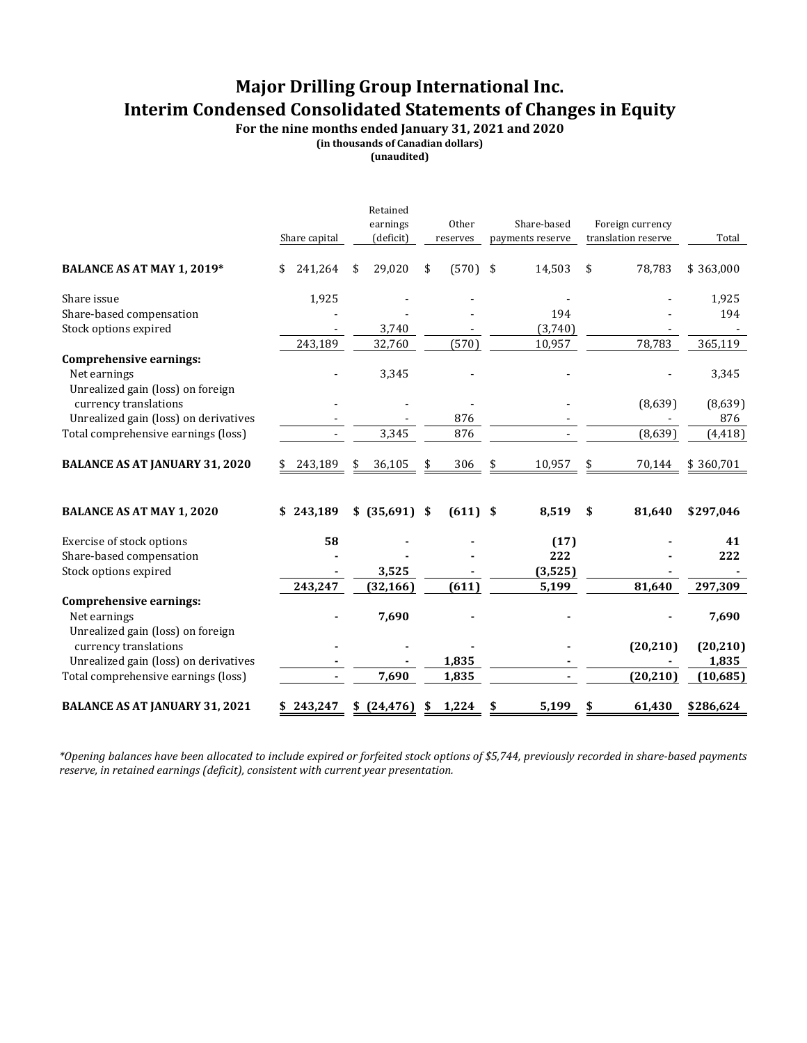# Major Drilling Group International Inc.
# Interim Condensed Consolidated Statements of Changes in Equity

**For the nine months ended January 31, 2021 and 2020**
**(in thousands of Canadian dollars)**
**(unaudited)**

| | Share capital | Retained earnings (deficit) | Other reserves | Share-based payments reserve | Foreign currency translation reserve | Total |
|---|---|---|---|---|---|---|
| **BALANCE AS AT MAY 1, 2019*** | $ 241,264 | $ 29,020 | $ (570) | $ 14,503 | $ 78,783 | $ 363,000 |
| Share issue | 1,925 | - | - | - | - | 1,925 |
| Share-based compensation | - | - | - | 194 | - | 194 |
| Stock options expired | - | 3,740 | - | (3,740) | - | - |
| | 243,189 | 32,760 | (570) | 10,957 | 78,783 | 365,119 |
| **Comprehensive earnings:** | | | | | | |
| Net earnings | - | 3,345 | - | - | - | 3,345 |
| Unrealized gain (loss) on foreign currency translations | - | - | - | - | (8,639) | (8,639) |
| Unrealized gain (loss) on derivatives | - | - | 876 | - | - | 876 |
| Total comprehensive earnings (loss) | - | 3,345 | 876 | - | (8,639) | (4,418) |
| **BALANCE AS AT JANUARY 31, 2020** | $ 243,189 | $ 36,105 | $ 306 | $ 10,957 | $ 70,144 | $ 360,701 |
| | | | | | | |
| **BALANCE AS AT MAY 1, 2020** | **$ 243,189** | **$ (35,691)** | **$ (611)** | **$ 8,519** | **$ 81,640** | **$297,046** |
| Exercise of stock options | **58** | **-** | **-** | **(17)** | **-** | **41** |
| Share-based compensation | **-** | **-** | **-** | **222** | **-** | **222** |
| Stock options expired | **-** | **3,525** | **-** | **(3,525)** | **-** | **-** |
| | **243,247** | **(32,166)** | **(611)** | **5,199** | **81,640** | **297,309** |
| **Comprehensive earnings:** | | | | | | |
| Net earnings | **-** | **7,690** | **-** | **-** | **-** | **7,690** |
| Unrealized gain (loss) on foreign currency translations | **-** | **-** | **-** | **-** | **(20,210)** | **(20,210)** |
| Unrealized gain (loss) on derivatives | **-** | **-** | **1,835** | **-** | **-** | **1,835** |
| Total comprehensive earnings (loss) | **-** | **7,690** | **1,835** | **-** | **(20,210)** | **(10,685)** |
| **BALANCE AS AT JANUARY 31, 2021** | **$ 243,247** | **$ (24,476)** | **$ 1,224** | **$ 5,199** | **$ 61,430** | **$286,624** |

*\*Opening balances have been allocated to include expired or forfeited stock options of $5,744, previously recorded in share-based payments reserve, in retained earnings (deficit), consistent with current year presentation.*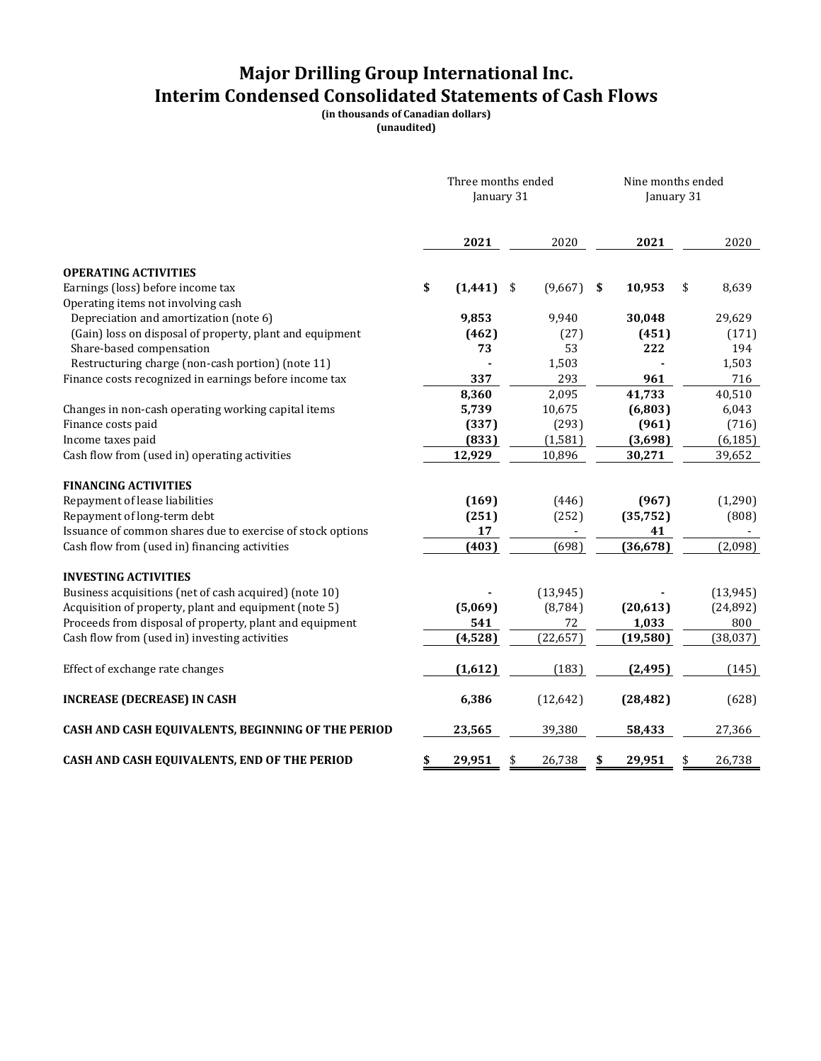# Major Drilling Group International Inc.
# Interim Condensed Consolidated Statements of Cash Flows

**(in thousands of Canadian dollars)**
**(unaudited)**

| | Three months ended January 31 | | Nine months ended January 31 | |
|---|---|---|---|---|
| | **2021** | 2020 | **2021** | 2020 |
| **OPERATING ACTIVITIES** | | | | |
| Earnings (loss) before income tax | **$ (1,441)** | $ (9,667) | **$ 10,953** | $ 8,639 |
| Operating items not involving cash | | | | |
| Depreciation and amortization (note 6) | **9,853** | 9,940 | **30,048** | 29,629 |
| (Gain) loss on disposal of property, plant and equipment | **(462)** | (27) | **(451)** | (171) |
| Share-based compensation | **73** | 53 | **222** | 194 |
| Restructuring charge (non-cash portion) (note 11) | **-** | 1,503 | **-** | 1,503 |
| Finance costs recognized in earnings before income tax | **337** | 293 | **961** | 716 |
| | **8,360** | 2,095 | **41,733** | 40,510 |
| Changes in non-cash operating working capital items | **5,739** | 10,675 | **(6,803)** | 6,043 |
| Finance costs paid | **(337)** | (293) | **(961)** | (716) |
| Income taxes paid | **(833)** | (1,581) | **(3,698)** | (6,185) |
| Cash flow from (used in) operating activities | **12,929** | 10,896 | **30,271** | 39,652 |
| **FINANCING ACTIVITIES** | | | | |
| Repayment of lease liabilities | **(169)** | (446) | **(967)** | (1,290) |
| Repayment of long-term debt | **(251)** | (252) | **(35,752)** | (808) |
| Issuance of common shares due to exercise of stock options | **17** | - | **41** | - |
| Cash flow from (used in) financing activities | **(403)** | (698) | **(36,678)** | (2,098) |
| **INVESTING ACTIVITIES** | | | | |
| Business acquisitions (net of cash acquired) (note 10) | **-** | (13,945) | **-** | (13,945) |
| Acquisition of property, plant and equipment (note 5) | **(5,069)** | (8,784) | **(20,613)** | (24,892) |
| Proceeds from disposal of property, plant and equipment | **541** | 72 | **1,033** | 800 |
| Cash flow from (used in) investing activities | **(4,528)** | (22,657) | **(19,580)** | (38,037) |
| Effect of exchange rate changes | **(1,612)** | (183) | **(2,495)** | (145) |
| **INCREASE (DECREASE) IN CASH** | **6,386** | (12,642) | **(28,482)** | (628) |
| **CASH AND CASH EQUIVALENTS, BEGINNING OF THE PERIOD** | **23,565** | 39,380 | **58,433** | 27,366 |
| **CASH AND CASH EQUIVALENTS, END OF THE PERIOD** | **$ 29,951** | $ 26,738 | **$ 29,951** | $ 26,738 |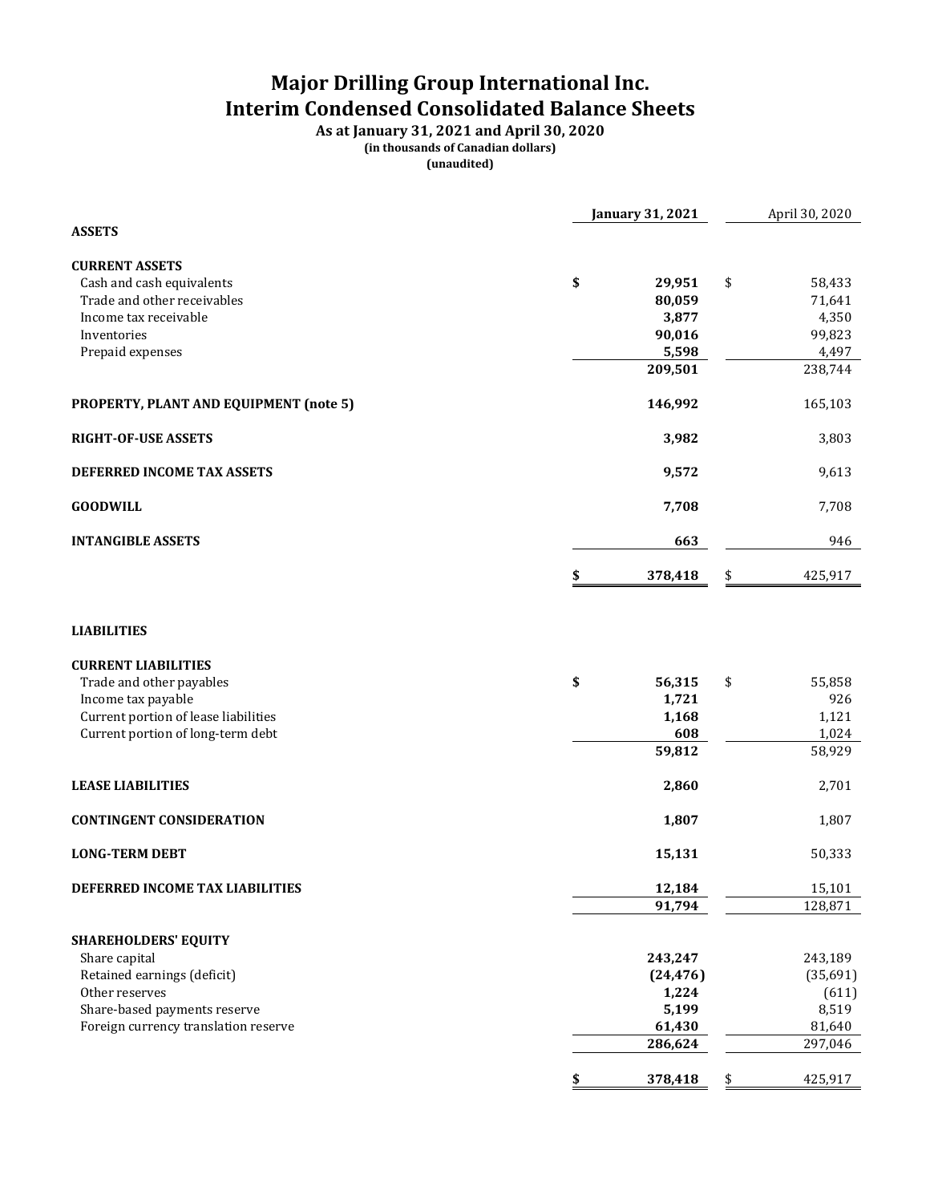# Major Drilling Group International Inc.
# Interim Condensed Consolidated Balance Sheets

**As at January 31, 2021 and April 30, 2020**
**(in thousands of Canadian dollars)**
**(unaudited)**

| | January 31, 2021 | April 30, 2020 |
|---|---|---|
| **ASSETS** | | |
| **CURRENT ASSETS** | | |
| Cash and cash equivalents | $ 29,951 | $ 58,433 |
| Trade and other receivables | 80,059 | 71,641 |
| Income tax receivable | 3,877 | 4,350 |
| Inventories | 90,016 | 99,823 |
| Prepaid expenses | 5,598 | 4,497 |
| | 209,501 | 238,744 |
| **PROPERTY, PLANT AND EQUIPMENT (note 5)** | 146,992 | 165,103 |
| **RIGHT-OF-USE ASSETS** | 3,982 | 3,803 |
| **DEFERRED INCOME TAX ASSETS** | 9,572 | 9,613 |
| **GOODWILL** | 7,708 | 7,708 |
| **INTANGIBLE ASSETS** | 663 | 946 |
| | $ 378,418 | $ 425,917 |
| **LIABILITIES** | | |
| **CURRENT LIABILITIES** | | |
| Trade and other payables | $ 56,315 | $ 55,858 |
| Income tax payable | 1,721 | 926 |
| Current portion of lease liabilities | 1,168 | 1,121 |
| Current portion of long-term debt | 608 | 1,024 |
| | 59,812 | 58,929 |
| **LEASE LIABILITIES** | 2,860 | 2,701 |
| **CONTINGENT CONSIDERATION** | 1,807 | 1,807 |
| **LONG-TERM DEBT** | 15,131 | 50,333 |
| **DEFERRED INCOME TAX LIABILITIES** | 12,184 | 15,101 |
| | 91,794 | 128,871 |
| **SHAREHOLDERS' EQUITY** | | |
| Share capital | 243,247 | 243,189 |
| Retained earnings (deficit) | (24,476) | (35,691) |
| Other reserves | 1,224 | (611) |
| Share-based payments reserve | 5,199 | 8,519 |
| Foreign currency translation reserve | 61,430 | 81,640 |
| | 286,624 | 297,046 |
| | $ 378,418 | $ 425,917 |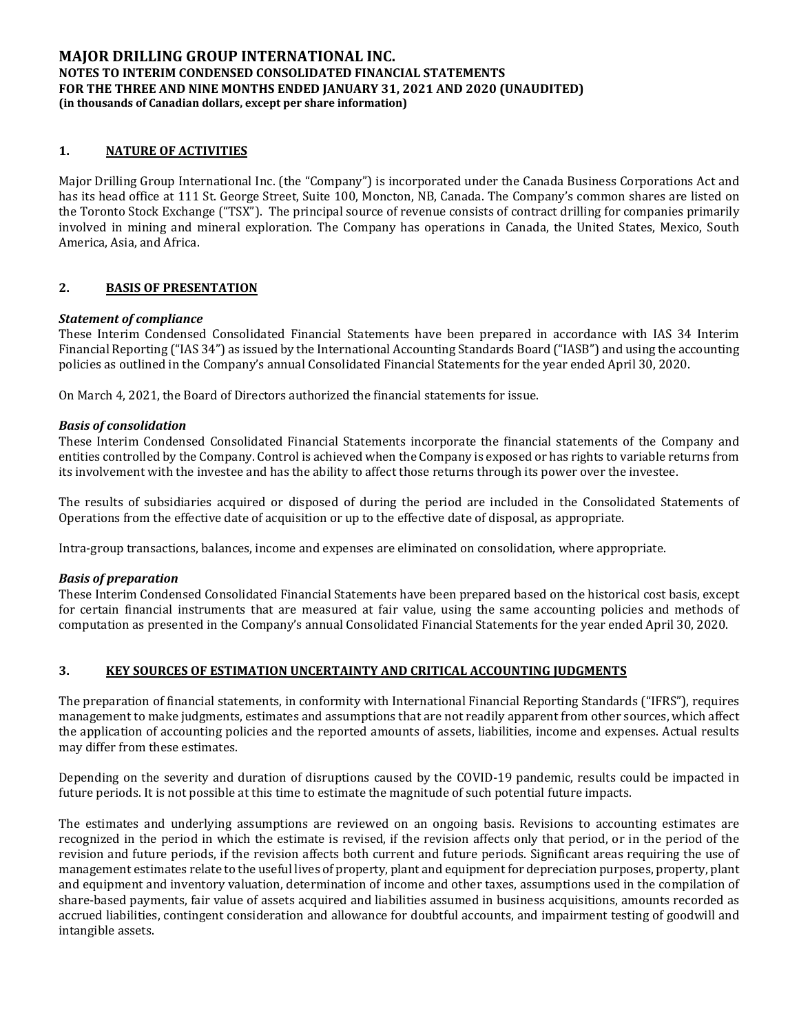# MAJOR DRILLING GROUP INTERNATIONAL INC.
## NOTES TO INTERIM CONDENSED CONSOLIDATED FINANCIAL STATEMENTS
## FOR THE THREE AND NINE MONTHS ENDED JANUARY 31, 2021 AND 2020 (UNAUDITED)
**(in thousands of Canadian dollars, except per share information)**

## 1. NATURE OF ACTIVITIES

Major Drilling Group International Inc. (the "Company") is incorporated under the Canada Business Corporations Act and has its head office at 111 St. George Street, Suite 100, Moncton, NB, Canada. The Company's common shares are listed on the Toronto Stock Exchange ("TSX"). The principal source of revenue consists of contract drilling for companies primarily involved in mining and mineral exploration. The Company has operations in Canada, the United States, Mexico, South America, Asia, and Africa.

## 2. BASIS OF PRESENTATION

***Statement of compliance***

These Interim Condensed Consolidated Financial Statements have been prepared in accordance with IAS 34 Interim Financial Reporting ("IAS 34") as issued by the International Accounting Standards Board ("IASB") and using the accounting policies as outlined in the Company's annual Consolidated Financial Statements for the year ended April 30, 2020.

On March 4, 2021, the Board of Directors authorized the financial statements for issue.

***Basis of consolidation***

These Interim Condensed Consolidated Financial Statements incorporate the financial statements of the Company and entities controlled by the Company. Control is achieved when the Company is exposed or has rights to variable returns from its involvement with the investee and has the ability to affect those returns through its power over the investee.

The results of subsidiaries acquired or disposed of during the period are included in the Consolidated Statements of Operations from the effective date of acquisition or up to the effective date of disposal, as appropriate.

Intra-group transactions, balances, income and expenses are eliminated on consolidation, where appropriate.

***Basis of preparation***

These Interim Condensed Consolidated Financial Statements have been prepared based on the historical cost basis, except for certain financial instruments that are measured at fair value, using the same accounting policies and methods of computation as presented in the Company's annual Consolidated Financial Statements for the year ended April 30, 2020.

## 3. KEY SOURCES OF ESTIMATION UNCERTAINTY AND CRITICAL ACCOUNTING JUDGMENTS

The preparation of financial statements, in conformity with International Financial Reporting Standards ("IFRS"), requires management to make judgments, estimates and assumptions that are not readily apparent from other sources, which affect the application of accounting policies and the reported amounts of assets, liabilities, income and expenses. Actual results may differ from these estimates.

Depending on the severity and duration of disruptions caused by the COVID-19 pandemic, results could be impacted in future periods. It is not possible at this time to estimate the magnitude of such potential future impacts.

The estimates and underlying assumptions are reviewed on an ongoing basis. Revisions to accounting estimates are recognized in the period in which the estimate is revised, if the revision affects only that period, or in the period of the revision and future periods, if the revision affects both current and future periods. Significant areas requiring the use of management estimates relate to the useful lives of property, plant and equipment for depreciation purposes, property, plant and equipment and inventory valuation, determination of income and other taxes, assumptions used in the compilation of share-based payments, fair value of assets acquired and liabilities assumed in business acquisitions, amounts recorded as accrued liabilities, contingent consideration and allowance for doubtful accounts, and impairment testing of goodwill and intangible assets.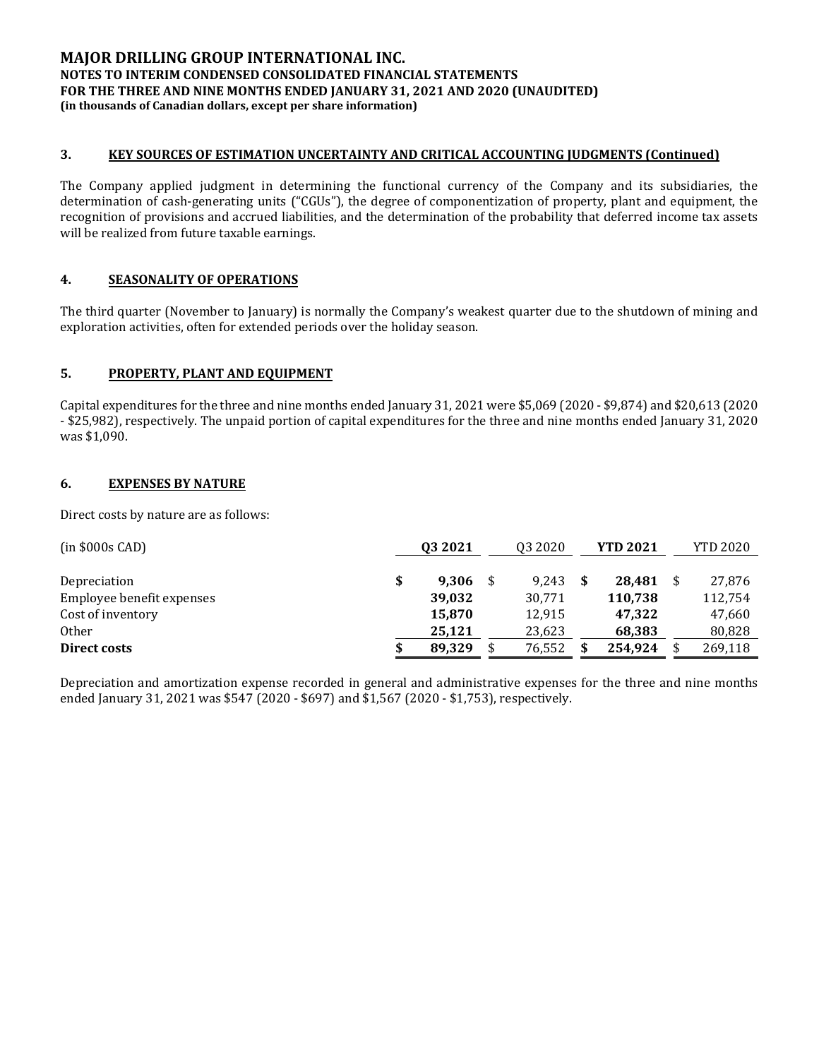## 3. KEY SOURCES OF ESTIMATION UNCERTAINTY AND CRITICAL ACCOUNTING JUDGMENTS (Continued)

The Company applied judgment in determining the functional currency of the Company and its subsidiaries, the determination of cash-generating units ("CGUs"), the degree of componentization of property, plant and equipment, the recognition of provisions and accrued liabilities, and the determination of the probability that deferred income tax assets will be realized from future taxable earnings.

## 4. SEASONALITY OF OPERATIONS

The third quarter (November to January) is normally the Company's weakest quarter due to the shutdown of mining and exploration activities, often for extended periods over the holiday season.

## 5. PROPERTY, PLANT AND EQUIPMENT

Capital expenditures for the three and nine months ended January 31, 2021 were $5,069 (2020 - $9,874) and $20,613 (2020 - $25,982), respectively. The unpaid portion of capital expenditures for the three and nine months ended January 31, 2020 was $1,090.

## 6. EXPENSES BY NATURE

Direct costs by nature are as follows:

| (in $000s CAD) | **Q3 2021** | Q3 2020 | **YTD 2021** | YTD 2020 |
|---|---|---|---|---|
| Depreciation | **$ 9,306** | $ 9,243 | **$ 28,481** | $ 27,876 |
| Employee benefit expenses | **39,032** | 30,771 | **110,738** | 112,754 |
| Cost of inventory | **15,870** | 12,915 | **47,322** | 47,660 |
| Other | **25,121** | 23,623 | **68,383** | 80,828 |
| **Direct costs** | **$ 89,329** | $ 76,552 | **$ 254,924** | $ 269,118 |

Depreciation and amortization expense recorded in general and administrative expenses for the three and nine months ended January 31, 2021 was $547 (2020 - $697) and $1,567 (2020 - $1,753), respectively.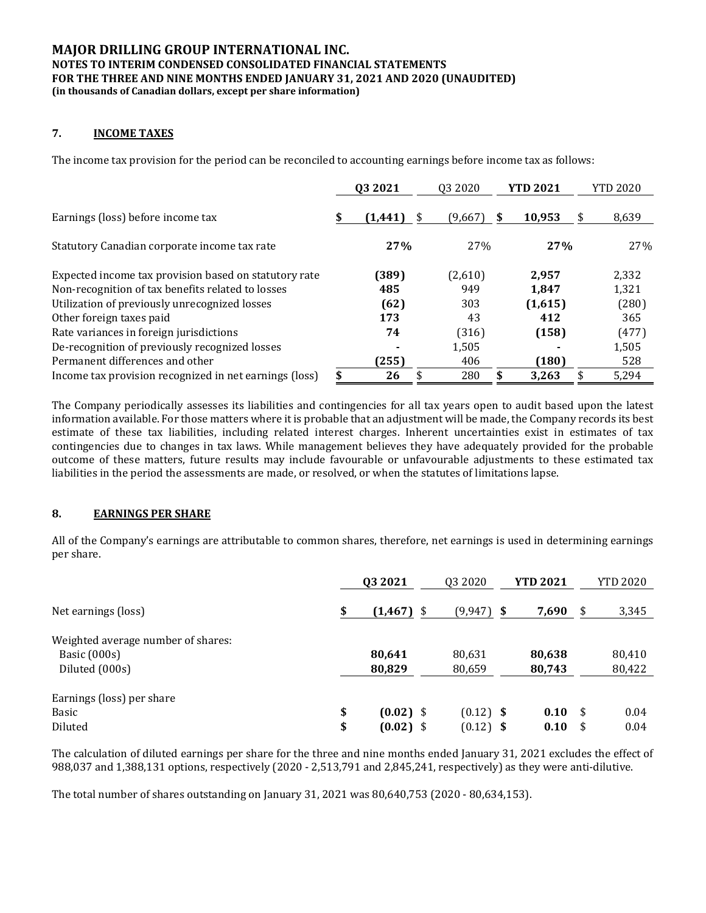# MAJOR DRILLING GROUP INTERNATIONAL INC.
**NOTES TO INTERIM CONDENSED CONSOLIDATED FINANCIAL STATEMENTS**
**FOR THE THREE AND NINE MONTHS ENDED JANUARY 31, 2021 AND 2020 (UNAUDITED)**
**(in thousands of Canadian dollars, except per share information)**

## 7. INCOME TAXES

The income tax provision for the period can be reconciled to accounting earnings before income tax as follows:

| | **Q3 2021** | Q3 2020 | **YTD 2021** | YTD 2020 |
|---|---|---|---|---|
| Earnings (loss) before income tax | **$ (1,441)** | $ (9,667) | **$ 10,953** | $ 8,639 |
| Statutory Canadian corporate income tax rate | **27%** | 27% | **27%** | 27% |
| Expected income tax provision based on statutory rate | **(389)** | (2,610) | **2,957** | 2,332 |
| Non-recognition of tax benefits related to losses | **485** | 949 | **1,847** | 1,321 |
| Utilization of previously unrecognized losses | **(62)** | 303 | **(1,615)** | (280) |
| Other foreign taxes paid | **173** | 43 | **412** | 365 |
| Rate variances in foreign jurisdictions | **74** | (316) | **(158)** | (477) |
| De-recognition of previously recognized losses | **-** | 1,505 | **-** | 1,505 |
| Permanent differences and other | **(255)** | 406 | **(180)** | 528 |
| Income tax provision recognized in net earnings (loss) | **$ 26** | $ 280 | **$ 3,263** | $ 5,294 |

The Company periodically assesses its liabilities and contingencies for all tax years open to audit based upon the latest information available. For those matters where it is probable that an adjustment will be made, the Company records its best estimate of these tax liabilities, including related interest charges. Inherent uncertainties exist in estimates of tax contingencies due to changes in tax laws. While management believes they have adequately provided for the probable outcome of these matters, future results may include favourable or unfavourable adjustments to these estimated tax liabilities in the period the assessments are made, or resolved, or when the statutes of limitations lapse.

## 8. EARNINGS PER SHARE

All of the Company's earnings are attributable to common shares, therefore, net earnings is used in determining earnings per share.

| | **Q3 2021** | Q3 2020 | **YTD 2021** | YTD 2020 |
|---|---|---|---|---|
| Net earnings (loss) | **$ (1,467)** | $ (9,947) | **$ 7,690** | $ 3,345 |
| Weighted average number of shares: | | | | |
| Basic (000s) | **80,641** | 80,631 | **80,638** | 80,410 |
| Diluted (000s) | **80,829** | 80,659 | **80,743** | 80,422 |
| Earnings (loss) per share | | | | |
| Basic | **$ (0.02)** | $ (0.12) | **$ 0.10** | $ 0.04 |
| Diluted | **$ (0.02)** | $ (0.12) | **$ 0.10** | $ 0.04 |

The calculation of diluted earnings per share for the three and nine months ended January 31, 2021 excludes the effect of 988,037 and 1,388,131 options, respectively (2020 - 2,513,791 and 2,845,241, respectively) as they were anti-dilutive.

The total number of shares outstanding on January 31, 2021 was 80,640,753 (2020 - 80,634,153).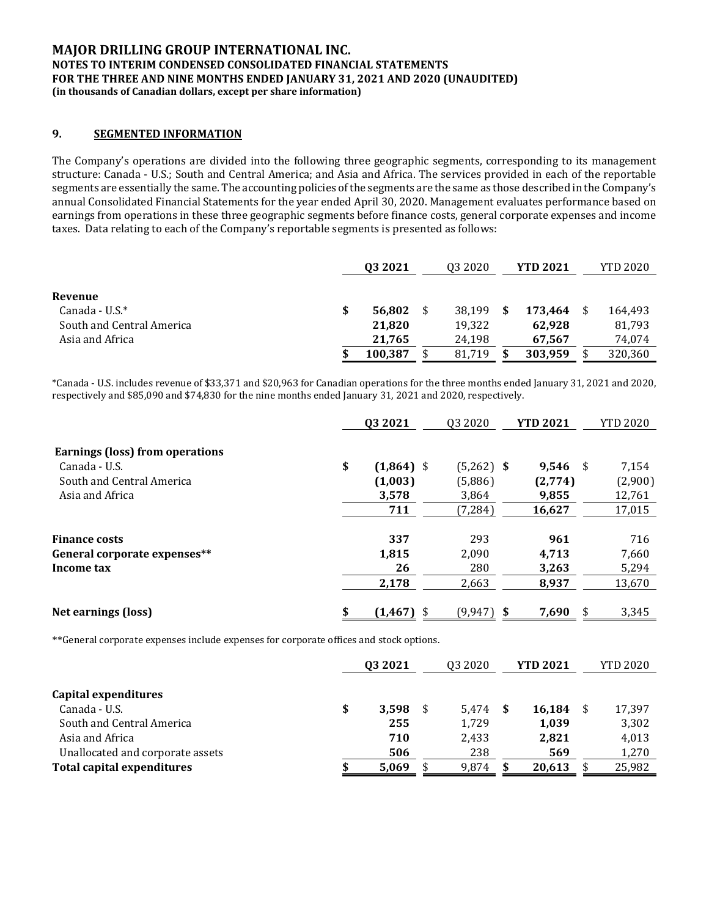**MAJOR DRILLING GROUP INTERNATIONAL INC.**
**NOTES TO INTERIM CONDENSED CONSOLIDATED FINANCIAL STATEMENTS**
**FOR THE THREE AND NINE MONTHS ENDED JANUARY 31, 2021 AND 2020 (UNAUDITED)**
**(in thousands of Canadian dollars, except per share information)**

## 9. SEGMENTED INFORMATION

The Company's operations are divided into the following three geographic segments, corresponding to its management structure: Canada - U.S.; South and Central America; and Asia and Africa. The services provided in each of the reportable segments are essentially the same. The accounting policies of the segments are the same as those described in the Company's annual Consolidated Financial Statements for the year ended April 30, 2020. Management evaluates performance based on earnings from operations in these three geographic segments before finance costs, general corporate expenses and income taxes. Data relating to each of the Company's reportable segments is presented as follows:

| | **Q3 2021** | Q3 2020 | **YTD 2021** | YTD 2020 |
|---|---|---|---|---|
| **Revenue** | | | | |
| Canada - U.S.* | **$ 56,802** | $ 38,199 | **$ 173,464** | $ 164,493 |
| South and Central America | **21,820** | 19,322 | **62,928** | 81,793 |
| Asia and Africa | **21,765** | 24,198 | **67,567** | 74,074 |
| | **$ 100,387** | $ 81,719 | **$ 303,959** | $ 320,360 |

*Canada - U.S. includes revenue of $33,371 and $20,963 for Canadian operations for the three months ended January 31, 2021 and 2020, respectively and $85,090 and $74,830 for the nine months ended January 31, 2021 and 2020, respectively.

| | **Q3 2021** | Q3 2020 | **YTD 2021** | YTD 2020 |
|---|---|---|---|---|
| **Earnings (loss) from operations** | | | | |
| Canada - U.S. | **$ (1,864)** | $ (5,262) | **$ 9,546** | $ 7,154 |
| South and Central America | **(1,003)** | (5,886) | **(2,774)** | (2,900) |
| Asia and Africa | **3,578** | 3,864 | **9,855** | 12,761 |
| | **711** | (7,284) | **16,627** | 17,015 |
| | | | | |
| **Finance costs** | **337** | 293 | **961** | 716 |
| **General corporate expenses**** | **1,815** | 2,090 | **4,713** | 7,660 |
| **Income tax** | **26** | 280 | **3,263** | 5,294 |
| | **2,178** | 2,663 | **8,937** | 13,670 |
| | | | | |
| **Net earnings (loss)** | **$ (1,467)** | $ (9,947) | **$ 7,690** | $ 3,345 |

**General corporate expenses include expenses for corporate offices and stock options.

| | **Q3 2021** | Q3 2020 | **YTD 2021** | YTD 2020 |
|---|---|---|---|---|
| **Capital expenditures** | | | | |
| Canada - U.S. | **$ 3,598** | $ 5,474 | **$ 16,184** | $ 17,397 |
| South and Central America | **255** | 1,729 | **1,039** | 3,302 |
| Asia and Africa | **710** | 2,433 | **2,821** | 4,013 |
| Unallocated and corporate assets | **506** | 238 | **569** | 1,270 |
| **Total capital expenditures** | **$ 5,069** | $ 9,874 | **$ 20,613** | $ 25,982 |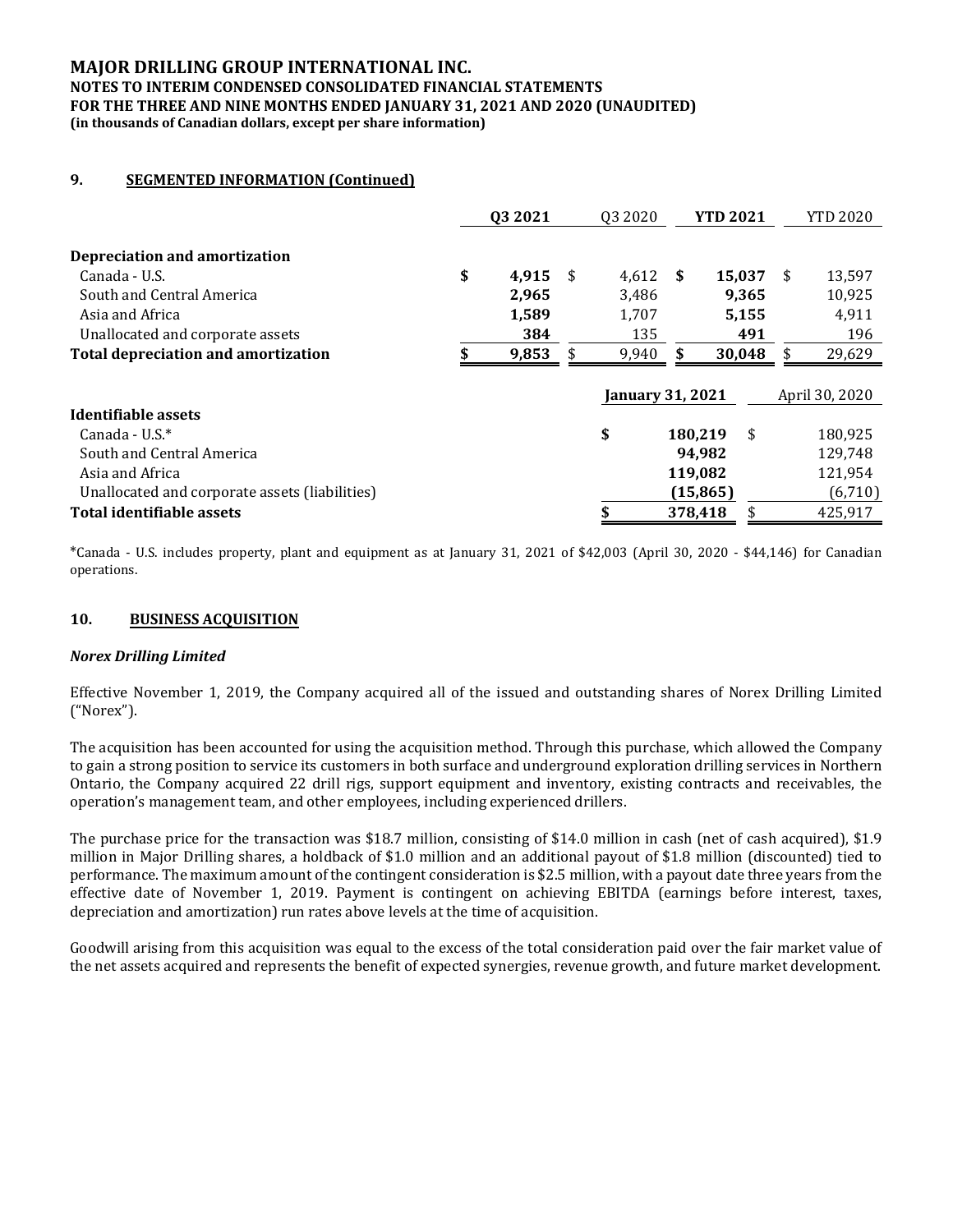**MAJOR DRILLING GROUP INTERNATIONAL INC.**
**NOTES TO INTERIM CONDENSED CONSOLIDATED FINANCIAL STATEMENTS**
**FOR THE THREE AND NINE MONTHS ENDED JANUARY 31, 2021 AND 2020 (UNAUDITED)**
**(in thousands of Canadian dollars, except per share information)**

## 9. SEGMENTED INFORMATION (Continued)

| | **Q3 2021** | Q3 2020 | **YTD 2021** | YTD 2020 |
|---|---|---|---|---|
| **Depreciation and amortization** | | | | |
| Canada - U.S. | **$ 4,915** | $ 4,612 | **$ 15,037** | $ 13,597 |
| South and Central America | **2,965** | 3,486 | **9,365** | 10,925 |
| Asia and Africa | **1,589** | 1,707 | **5,155** | 4,911 |
| Unallocated and corporate assets | **384** | 135 | **491** | 196 |
| **Total depreciation and amortization** | **$ 9,853** | $ 9,940 | **$ 30,048** | $ 29,629 |

| | **January 31, 2021** | April 30, 2020 |
|---|---|---|
| **Identifiable assets** | | |
| Canada - U.S.* | **$ 180,219** | $ 180,925 |
| South and Central America | **94,982** | 129,748 |
| Asia and Africa | **119,082** | 121,954 |
| Unallocated and corporate assets (liabilities) | **(15,865)** | (6,710) |
| **Total identifiable assets** | **$ 378,418** | $ 425,917 |

*Canada - U.S. includes property, plant and equipment as at January 31, 2021 of $42,003 (April 30, 2020 - $44,146) for Canadian operations.

## 10. BUSINESS ACQUISITION

***Norex Drilling Limited***

Effective November 1, 2019, the Company acquired all of the issued and outstanding shares of Norex Drilling Limited ("Norex").

The acquisition has been accounted for using the acquisition method. Through this purchase, which allowed the Company to gain a strong position to service its customers in both surface and underground exploration drilling services in Northern Ontario, the Company acquired 22 drill rigs, support equipment and inventory, existing contracts and receivables, the operation's management team, and other employees, including experienced drillers.

The purchase price for the transaction was $18.7 million, consisting of $14.0 million in cash (net of cash acquired), $1.9 million in Major Drilling shares, a holdback of $1.0 million and an additional payout of $1.8 million (discounted) tied to performance. The maximum amount of the contingent consideration is $2.5 million, with a payout date three years from the effective date of November 1, 2019. Payment is contingent on achieving EBITDA (earnings before interest, taxes, depreciation and amortization) run rates above levels at the time of acquisition.

Goodwill arising from this acquisition was equal to the excess of the total consideration paid over the fair market value of the net assets acquired and represents the benefit of expected synergies, revenue growth, and future market development.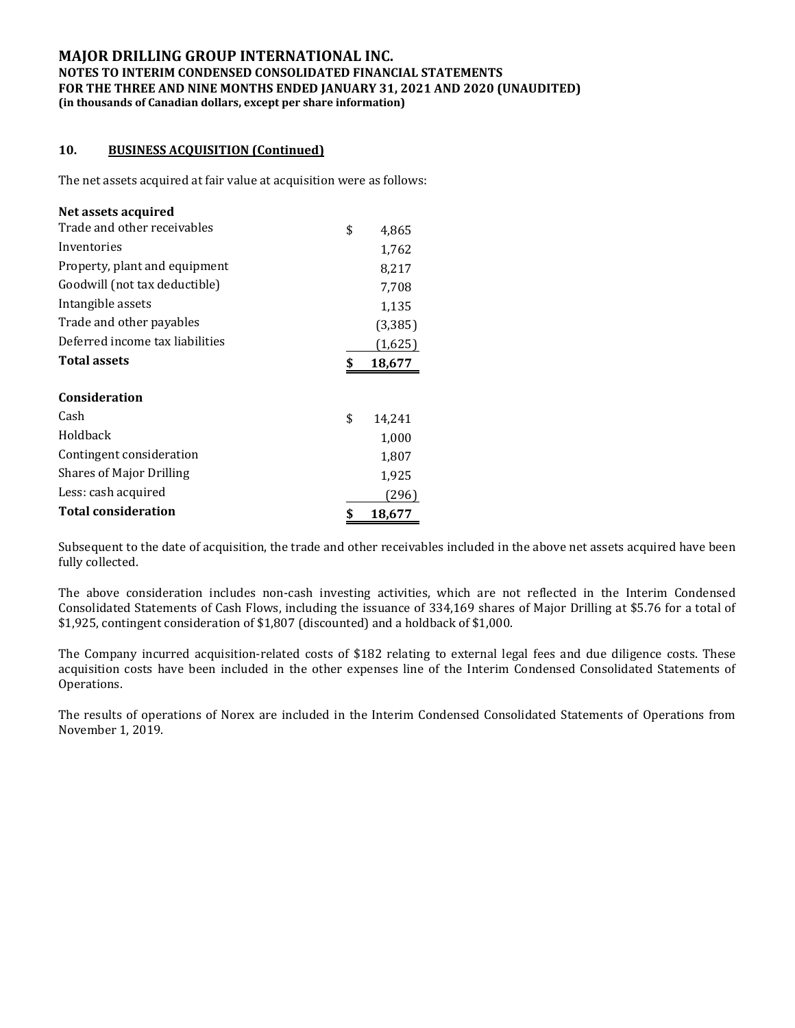# MAJOR DRILLING GROUP INTERNATIONAL INC.

**NOTES TO INTERIM CONDENSED CONSOLIDATED FINANCIAL STATEMENTS**
**FOR THE THREE AND NINE MONTHS ENDED JANUARY 31, 2021 AND 2020 (UNAUDITED)**
**(in thousands of Canadian dollars, except per share information)**

## 10. BUSINESS ACQUISITION (Continued)

The net assets acquired at fair value at acquisition were as follows:

| **Net assets acquired** | |
|---|---|
| Trade and other receivables | $ 4,865 |
| Inventories | 1,762 |
| Property, plant and equipment | 8,217 |
| Goodwill (not tax deductible) | 7,708 |
| Intangible assets | 1,135 |
| Trade and other payables | (3,385) |
| Deferred income tax liabilities | (1,625) |
| **Total assets** | **$ 18,677** |

| **Consideration** | |
|---|---|
| Cash | $ 14,241 |
| Holdback | 1,000 |
| Contingent consideration | 1,807 |
| Shares of Major Drilling | 1,925 |
| Less: cash acquired | (296) |
| **Total consideration** | **$ 18,677** |

Subsequent to the date of acquisition, the trade and other receivables included in the above net assets acquired have been fully collected.

The above consideration includes non-cash investing activities, which are not reflected in the Interim Condensed Consolidated Statements of Cash Flows, including the issuance of 334,169 shares of Major Drilling at $5.76 for a total of $1,925, contingent consideration of $1,807 (discounted) and a holdback of $1,000.

The Company incurred acquisition-related costs of $182 relating to external legal fees and due diligence costs. These acquisition costs have been included in the other expenses line of the Interim Condensed Consolidated Statements of Operations.

The results of operations of Norex are included in the Interim Condensed Consolidated Statements of Operations from November 1, 2019.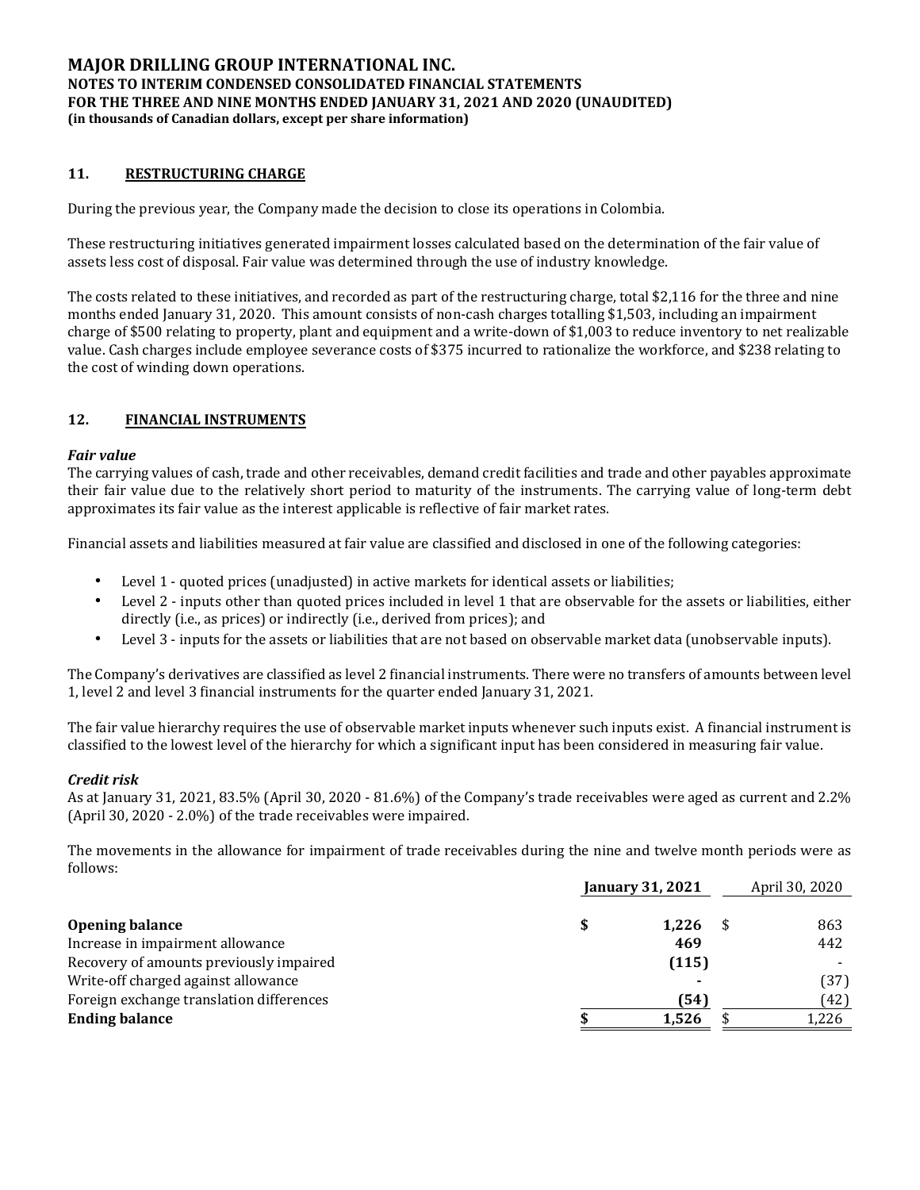## 11. RESTRUCTURING CHARGE

During the previous year, the Company made the decision to close its operations in Colombia.

These restructuring initiatives generated impairment losses calculated based on the determination of the fair value of assets less cost of disposal. Fair value was determined through the use of industry knowledge.

The costs related to these initiatives, and recorded as part of the restructuring charge, total $2,116 for the three and nine months ended January 31, 2020. This amount consists of non-cash charges totalling $1,503, including an impairment charge of $500 relating to property, plant and equipment and a write-down of $1,003 to reduce inventory to net realizable value. Cash charges include employee severance costs of $375 incurred to rationalize the workforce, and $238 relating to the cost of winding down operations.

## 12. FINANCIAL INSTRUMENTS

***Fair value***

The carrying values of cash, trade and other receivables, demand credit facilities and trade and other payables approximate their fair value due to the relatively short period to maturity of the instruments. The carrying value of long-term debt approximates its fair value as the interest applicable is reflective of fair market rates.

Financial assets and liabilities measured at fair value are classified and disclosed in one of the following categories:

- Level 1 - quoted prices (unadjusted) in active markets for identical assets or liabilities;
- Level 2 - inputs other than quoted prices included in level 1 that are observable for the assets or liabilities, either directly (i.e., as prices) or indirectly (i.e., derived from prices); and
- Level 3 - inputs for the assets or liabilities that are not based on observable market data (unobservable inputs).

The Company's derivatives are classified as level 2 financial instruments. There were no transfers of amounts between level 1, level 2 and level 3 financial instruments for the quarter ended January 31, 2021.

The fair value hierarchy requires the use of observable market inputs whenever such inputs exist. A financial instrument is classified to the lowest level of the hierarchy for which a significant input has been considered in measuring fair value.

***Credit risk***

As at January 31, 2021, 83.5% (April 30, 2020 - 81.6%) of the Company's trade receivables were aged as current and 2.2% (April 30, 2020 - 2.0%) of the trade receivables were impaired.

The movements in the allowance for impairment of trade receivables during the nine and twelve month periods were as follows:

| | **January 31, 2021** | April 30, 2020 |
|---|---|---|
| **Opening balance** | **$ 1,226** | $ 863 |
| Increase in impairment allowance | **469** | 442 |
| Recovery of amounts previously impaired | **(115)** | - |
| Write-off charged against allowance | **-** | (37) |
| Foreign exchange translation differences | **(54)** | (42) |
| **Ending balance** | **$ 1,526** | $ 1,226 |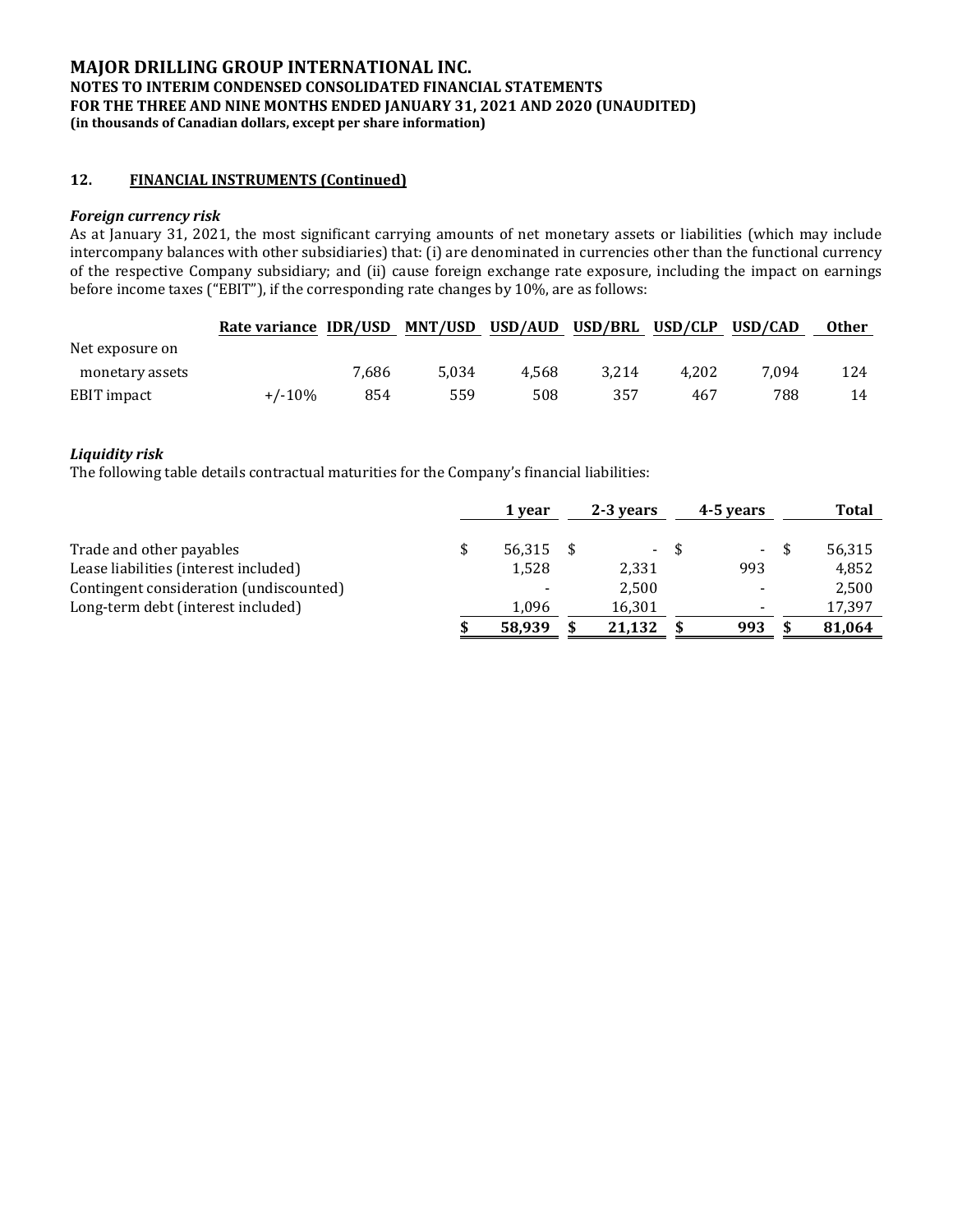**MAJOR DRILLING GROUP INTERNATIONAL INC.**
**NOTES TO INTERIM CONDENSED CONSOLIDATED FINANCIAL STATEMENTS**
**FOR THE THREE AND NINE MONTHS ENDED JANUARY 31, 2021 AND 2020 (UNAUDITED)**
**(in thousands of Canadian dollars, except per share information)**

## 12. FINANCIAL INSTRUMENTS (Continued)

***Foreign currency risk***

As at January 31, 2021, the most significant carrying amounts of net monetary assets or liabilities (which may include intercompany balances with other subsidiaries) that: (i) are denominated in currencies other than the functional currency of the respective Company subsidiary; and (ii) cause foreign exchange rate exposure, including the impact on earnings before income taxes ("EBIT"), if the corresponding rate changes by 10%, are as follows:

| | Rate variance | IDR/USD | MNT/USD | USD/AUD | USD/BRL | USD/CLP | USD/CAD | Other |
|---|---|---|---|---|---|---|---|---|
| Net exposure on monetary assets | | 7,686 | 5,034 | 4,568 | 3,214 | 4,202 | 7,094 | 124 |
| EBIT impact | +/-10% | 854 | 559 | 508 | 357 | 467 | 788 | 14 |

***Liquidity risk***

The following table details contractual maturities for the Company's financial liabilities:

| | 1 year | 2-3 years | 4-5 years | Total |
|---|---|---|---|---|
| Trade and other payables | $ 56,315 | $ - | $ - | $ 56,315 |
| Lease liabilities (interest included) | 1,528 | 2,331 | 993 | 4,852 |
| Contingent consideration (undiscounted) | - | 2,500 | - | 2,500 |
| Long-term debt (interest included) | 1,096 | 16,301 | - | 17,397 |
| | **$ 58,939** | **$ 21,132** | **$ 993** | **$ 81,064** |